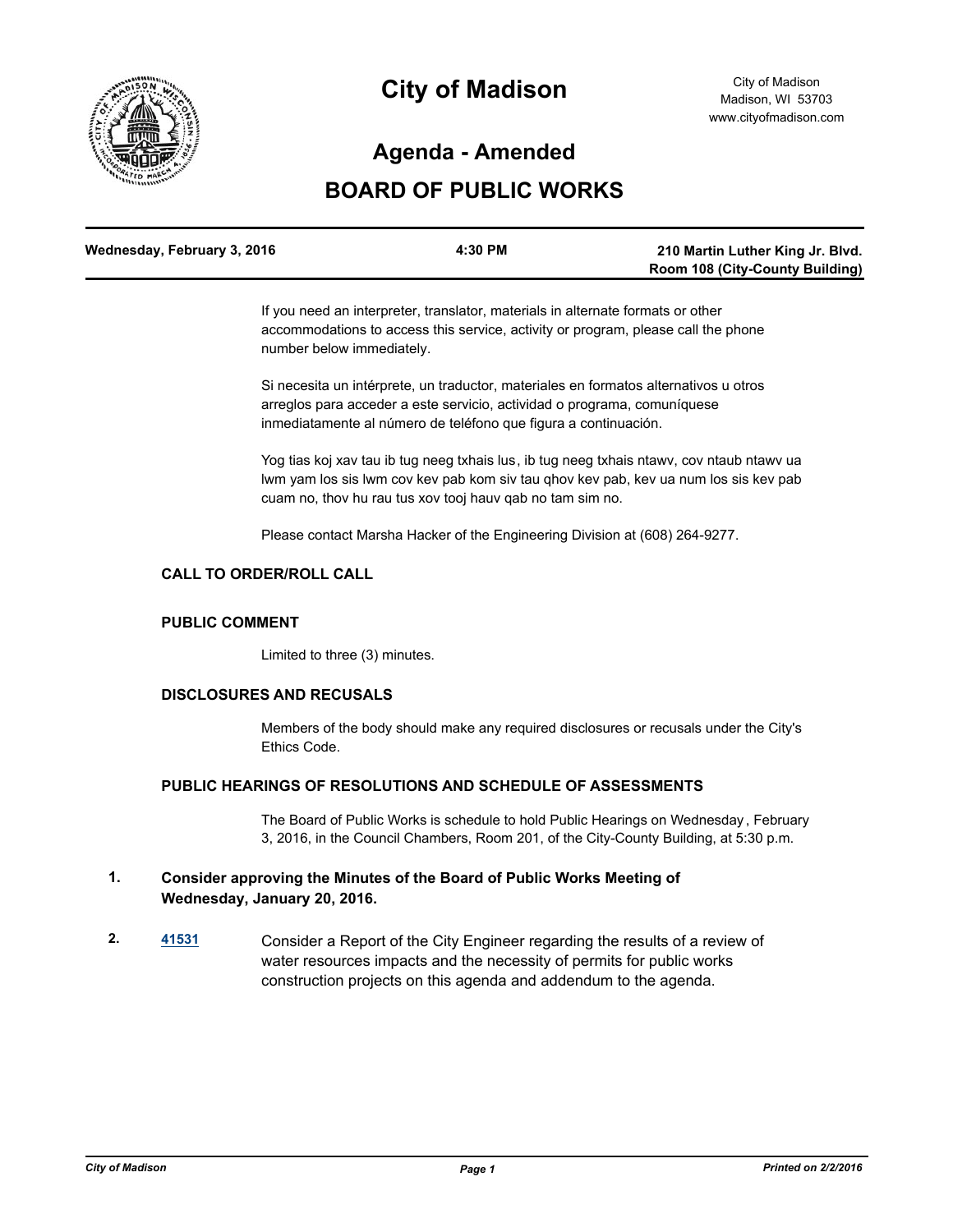# City of Madison

City of Madison
Madison, WI 53703
www.cityofmadison.com

## Agenda - Amended

## BOARD OF PUBLIC WORKS

| Wednesday, February 3, 2016 | 4:30 PM | 210 Martin Luther King Jr. Blvd. Room 108 (City-County Building) |
|---|---|---|

If you need an interpreter, translator, materials in alternate formats or other accommodations to access this service, activity or program, please call the phone number below immediately.

Si necesita un intérprete, un traductor, materiales en formatos alternativos u otros arreglos para acceder a este servicio, actividad o programa, comuníquese inmediatamente al número de teléfono que figura a continuación.

Yog tias koj xav tau ib tug neeg txhais lus, ib tug neeg txhais ntawv, cov ntaub ntawv ua lwm yam los sis lwm cov kev pab kom siv tau qhov kev pab, kev ua num los sis kev pab cuam no, thov hu rau tus xov tooj hauv qab no tam sim no.

Please contact Marsha Hacker of the Engineering Division at (608) 264-9277.

### CALL TO ORDER/ROLL CALL

### PUBLIC COMMENT

Limited to three (3) minutes.

### DISCLOSURES AND RECUSALS

Members of the body should make any required disclosures or recusals under the City's Ethics Code.

### PUBLIC HEARINGS OF RESOLUTIONS AND SCHEDULE OF ASSESSMENTS

The Board of Public Works is schedule to hold Public Hearings on Wednesday, February 3, 2016, in the Council Chambers, Room 201, of the City-County Building, at 5:30 p.m.

**1. Consider approving the Minutes of the Board of Public Works Meeting of Wednesday, January 20, 2016.**

**2. 41531** Consider a Report of the City Engineer regarding the results of a review of water resources impacts and the necessity of permits for public works construction projects on this agenda and addendum to the agenda.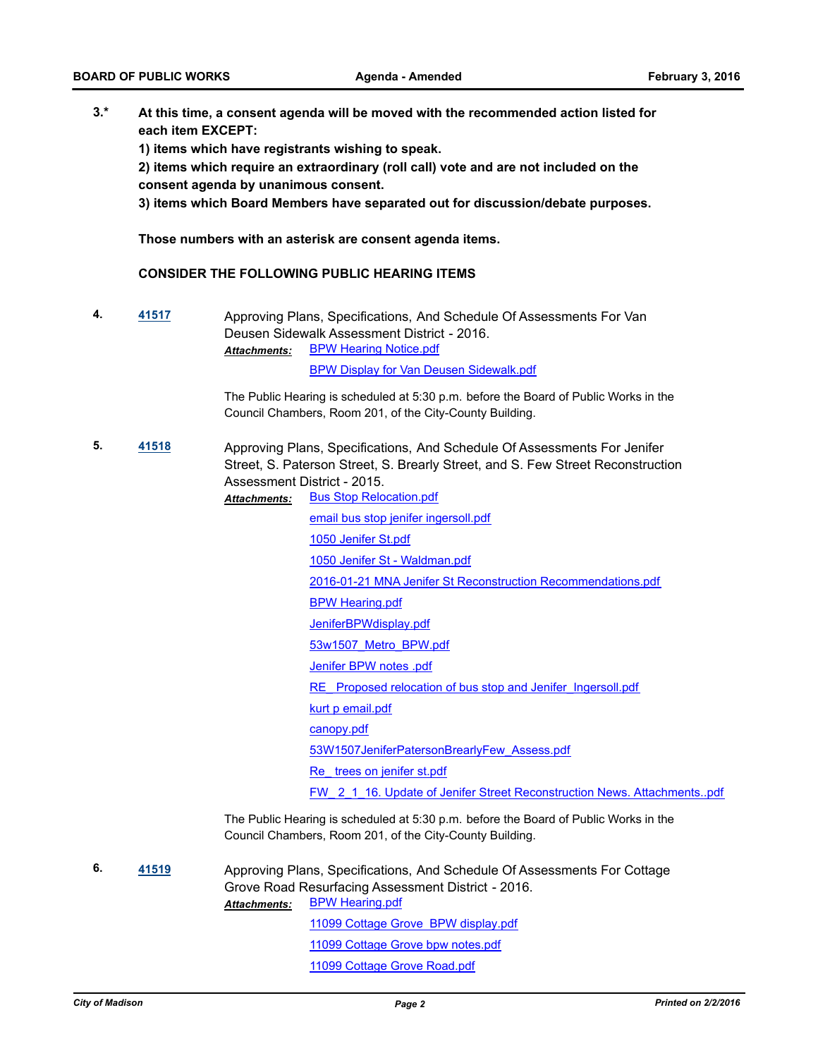**3.*** **At this time, a consent agenda will be moved with the recommended action listed for each item EXCEPT:**

**1) items which have registrants wishing to speak.**

**2) items which require an extraordinary (roll call) vote and are not included on the consent agenda by unanimous consent.**

**3) items which Board Members have separated out for discussion/debate purposes.**

**Those numbers with an asterisk are consent agenda items.**

**CONSIDER THE FOLLOWING PUBLIC HEARING ITEMS**

**4.** **41517** Approving Plans, Specifications, And Schedule Of Assessments For Van Deusen Sidewalk Assessment District - 2016.

***Attachments:*** BPW Hearing Notice.pdf

BPW Display for Van Deusen Sidewalk.pdf

The Public Hearing is scheduled at 5:30 p.m. before the Board of Public Works in the Council Chambers, Room 201, of the City-County Building.

**5.** **41518** Approving Plans, Specifications, And Schedule Of Assessments For Jenifer Street, S. Paterson Street, S. Brearly Street, and S. Few Street Reconstruction Assessment District - 2015.

***Attachments:*** Bus Stop Relocation.pdf

email bus stop jenifer ingersoll.pdf

1050 Jenifer St.pdf

1050 Jenifer St - Waldman.pdf

2016-01-21 MNA Jenifer St Reconstruction Recommendations.pdf

BPW Hearing.pdf

JeniferBPWdisplay.pdf

53w1507_Metro_BPW.pdf

Jenifer BPW notes .pdf

RE_ Proposed relocation of bus stop and Jenifer_Ingersoll.pdf

kurt p email.pdf

canopy.pdf

53W1507JeniferPatersonBrearlyFew_Assess.pdf

Re_ trees on jenifer st.pdf

FW_ 2_1_16. Update of Jenifer Street Reconstruction News. Attachments..pdf

The Public Hearing is scheduled at 5:30 p.m. before the Board of Public Works in the Council Chambers, Room 201, of the City-County Building.

**6.** **41519** Approving Plans, Specifications, And Schedule Of Assessments For Cottage Grove Road Resurfacing Assessment District - 2016.

***Attachments:*** BPW Hearing.pdf

11099 Cottage Grove BPW display.pdf

11099 Cottage Grove bpw notes.pdf

11099 Cottage Grove Road.pdf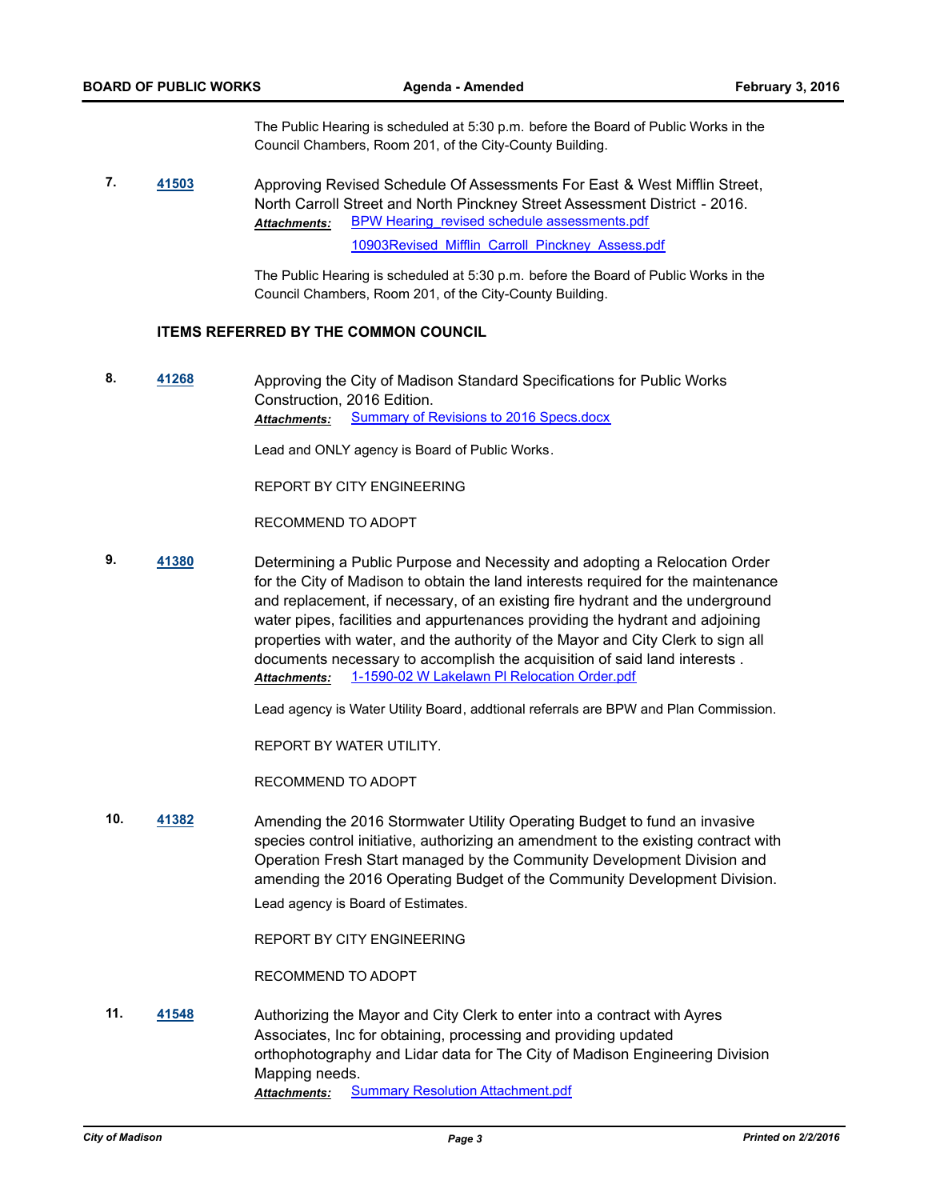The Public Hearing is scheduled at 5:30 p.m. before the Board of Public Works in the Council Chambers, Room 201, of the City-County Building.

**7.** **41503** Approving Revised Schedule Of Assessments For East & West Mifflin Street, North Carroll Street and North Pinckney Street Assessment District - 2016.

***Attachments:*** BPW Hearing_revised schedule assessments.pdf
10903Revised_Mifflin_Carroll_Pinckney_Assess.pdf

The Public Hearing is scheduled at 5:30 p.m. before the Board of Public Works in the Council Chambers, Room 201, of the City-County Building.

## ITEMS REFERRED BY THE COMMON COUNCIL

**8.** **41268** Approving the City of Madison Standard Specifications for Public Works Construction, 2016 Edition.

***Attachments:*** Summary of Revisions to 2016 Specs.docx

Lead and ONLY agency is Board of Public Works.

REPORT BY CITY ENGINEERING

RECOMMEND TO ADOPT

**9.** **41380** Determining a Public Purpose and Necessity and adopting a Relocation Order for the City of Madison to obtain the land interests required for the maintenance and replacement, if necessary, of an existing fire hydrant and the underground water pipes, facilities and appurtenances providing the hydrant and adjoining properties with water, and the authority of the Mayor and City Clerk to sign all documents necessary to accomplish the acquisition of said land interests .

***Attachments:*** 1-1590-02 W Lakelawn Pl Relocation Order.pdf

Lead agency is Water Utility Board, addtional referrals are BPW and Plan Commission.

REPORT BY WATER UTILITY.

RECOMMEND TO ADOPT

**10.** **41382** Amending the 2016 Stormwater Utility Operating Budget to fund an invasive species control initiative, authorizing an amendment to the existing contract with Operation Fresh Start managed by the Community Development Division and amending the 2016 Operating Budget of the Community Development Division.

Lead agency is Board of Estimates.

REPORT BY CITY ENGINEERING

RECOMMEND TO ADOPT

**11.** **41548** Authorizing the Mayor and City Clerk to enter into a contract with Ayres Associates, Inc for obtaining, processing and providing updated orthophotography and Lidar data for The City of Madison Engineering Division Mapping needs.

***Attachments:*** Summary Resolution Attachment.pdf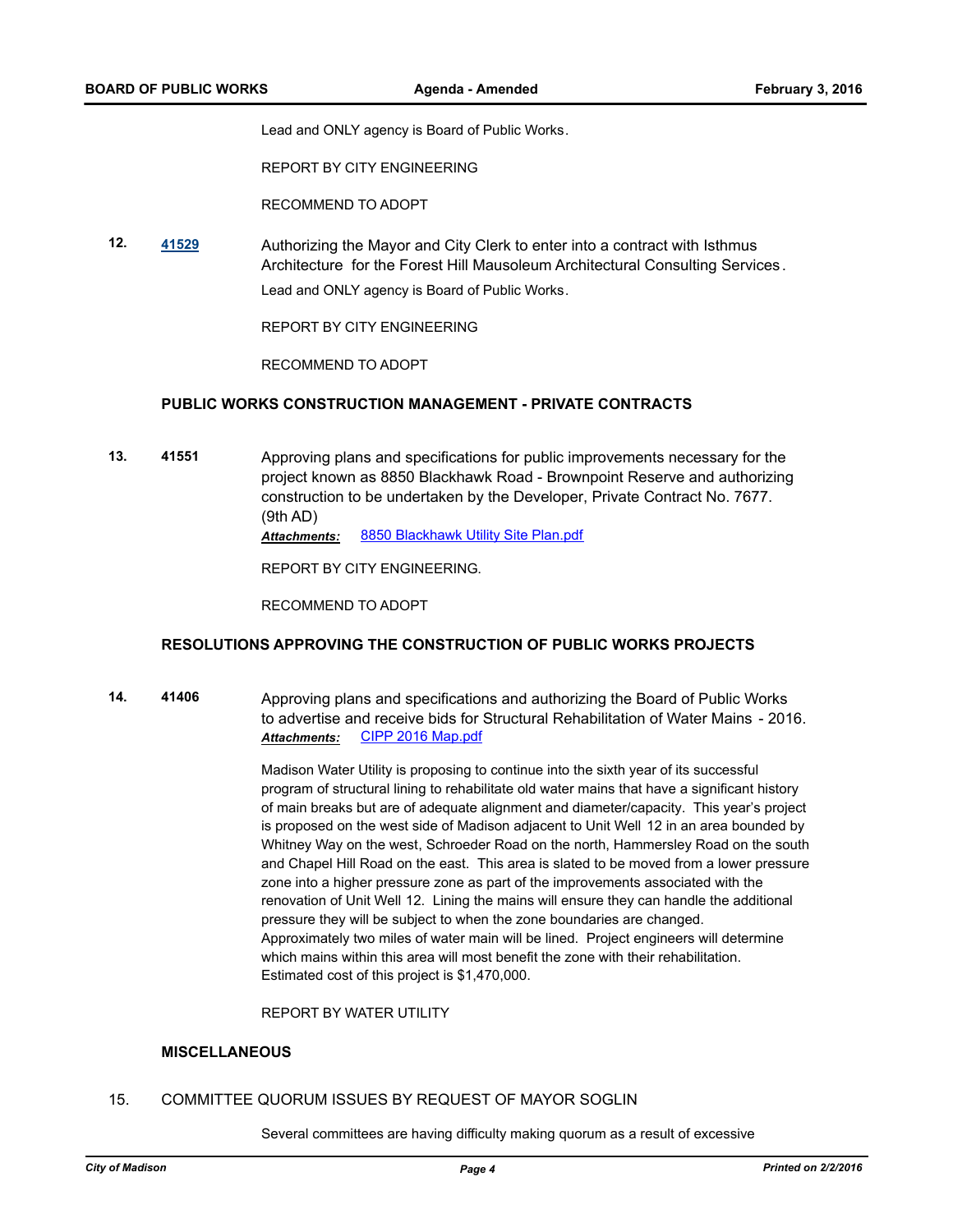Lead and ONLY agency is Board of Public Works.

REPORT BY CITY ENGINEERING

RECOMMEND TO ADOPT

**12.** [41529](41529) Authorizing the Mayor and City Clerk to enter into a contract with Isthmus Architecture for the Forest Hill Mausoleum Architectural Consulting Services.

Lead and ONLY agency is Board of Public Works.

REPORT BY CITY ENGINEERING

RECOMMEND TO ADOPT

### PUBLIC WORKS CONSTRUCTION MANAGEMENT - PRIVATE CONTRACTS

**13.** **41551** Approving plans and specifications for public improvements necessary for the project known as 8850 Blackhawk Road - Brownpoint Reserve and authorizing construction to be undertaken by the Developer, Private Contract No. 7677. (9th AD)

***Attachments:*** [8850 Blackhawk Utility Site Plan.pdf](8850 Blackhawk Utility Site Plan.pdf)

REPORT BY CITY ENGINEERING.

RECOMMEND TO ADOPT

### RESOLUTIONS APPROVING THE CONSTRUCTION OF PUBLIC WORKS PROJECTS

**14.** **41406** Approving plans and specifications and authorizing the Board of Public Works to advertise and receive bids for Structural Rehabilitation of Water Mains - 2016.

***Attachments:*** [CIPP 2016 Map.pdf](CIPP 2016 Map.pdf)

Madison Water Utility is proposing to continue into the sixth year of its successful program of structural lining to rehabilitate old water mains that have a significant history of main breaks but are of adequate alignment and diameter/capacity. This year's project is proposed on the west side of Madison adjacent to Unit Well 12 in an area bounded by Whitney Way on the west, Schroeder Road on the north, Hammersley Road on the south and Chapel Hill Road on the east. This area is slated to be moved from a lower pressure zone into a higher pressure zone as part of the improvements associated with the renovation of Unit Well 12. Lining the mains will ensure they can handle the additional pressure they will be subject to when the zone boundaries are changed. Approximately two miles of water main will be lined. Project engineers will determine which mains within this area will most benefit the zone with their rehabilitation. Estimated cost of this project is $1,470,000.

REPORT BY WATER UTILITY

### MISCELLANEOUS

15. COMMITTEE QUORUM ISSUES BY REQUEST OF MAYOR SOGLIN

Several committees are having difficulty making quorum as a result of excessive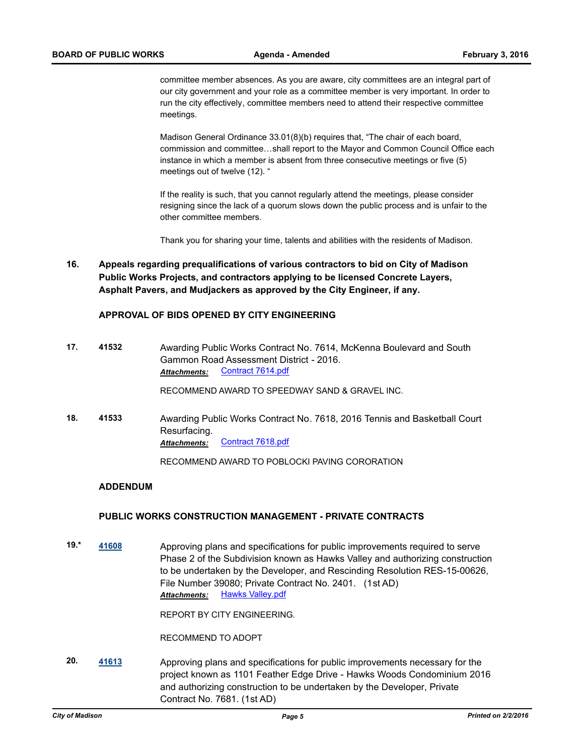committee member absences. As you are aware, city committees are an integral part of our city government and your role as a committee member is very important. In order to run the city effectively, committee members need to attend their respective committee meetings.

Madison General Ordinance 33.01(8)(b) requires that, "The chair of each board, commission and committee…shall report to the Mayor and Common Council Office each instance in which a member is absent from three consecutive meetings or five (5) meetings out of twelve (12). "

If the reality is such, that you cannot regularly attend the meetings, please consider resigning since the lack of a quorum slows down the public process and is unfair to the other committee members.

Thank you for sharing your time, talents and abilities with the residents of Madison.

**16. Appeals regarding prequalifications of various contractors to bid on City of Madison Public Works Projects, and contractors applying to be licensed Concrete Layers, Asphalt Pavers, and Mudjackers as approved by the City Engineer, if any.**

**APPROVAL OF BIDS OPENED BY CITY ENGINEERING**

**17.** **41532** Awarding Public Works Contract No. 7614, McKenna Boulevard and South Gammon Road Assessment District - 2016.

***Attachments:*** Contract 7614.pdf

RECOMMEND AWARD TO SPEEDWAY SAND & GRAVEL INC.

**18.** **41533** Awarding Public Works Contract No. 7618, 2016 Tennis and Basketball Court Resurfacing.

***Attachments:*** Contract 7618.pdf

RECOMMEND AWARD TO POBLOCKI PAVING CORORATION

**ADDENDUM**

**PUBLIC WORKS CONSTRUCTION MANAGEMENT - PRIVATE CONTRACTS**

**19.*** **41608** Approving plans and specifications for public improvements required to serve Phase 2 of the Subdivision known as Hawks Valley and authorizing construction to be undertaken by the Developer, and Rescinding Resolution RES-15-00626, File Number 39080; Private Contract No. 2401. (1st AD)

***Attachments:*** Hawks Valley.pdf

REPORT BY CITY ENGINEERING.

RECOMMEND TO ADOPT

**20.** **41613** Approving plans and specifications for public improvements necessary for the project known as 1101 Feather Edge Drive - Hawks Woods Condominium 2016 and authorizing construction to be undertaken by the Developer, Private Contract No. 7681. (1st AD)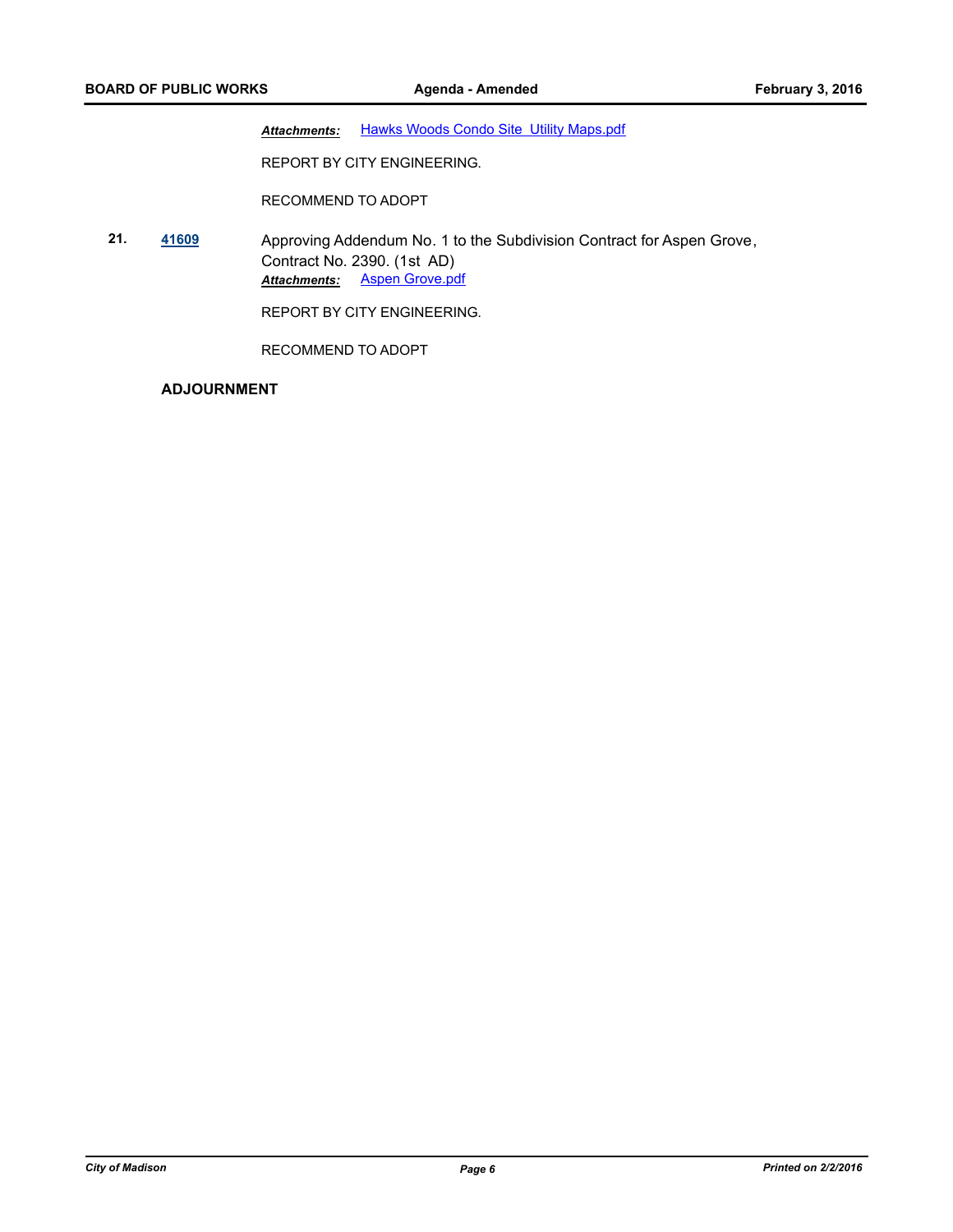*Attachments:* Hawks Woods Condo Site Utility Maps.pdf

REPORT BY CITY ENGINEERING.

RECOMMEND TO ADOPT

**21.** **41609** Approving Addendum No. 1 to the Subdivision Contract for Aspen Grove, Contract No. 2390. (1st AD)

*Attachments:* Aspen Grove.pdf

REPORT BY CITY ENGINEERING.

RECOMMEND TO ADOPT

**ADJOURNMENT**